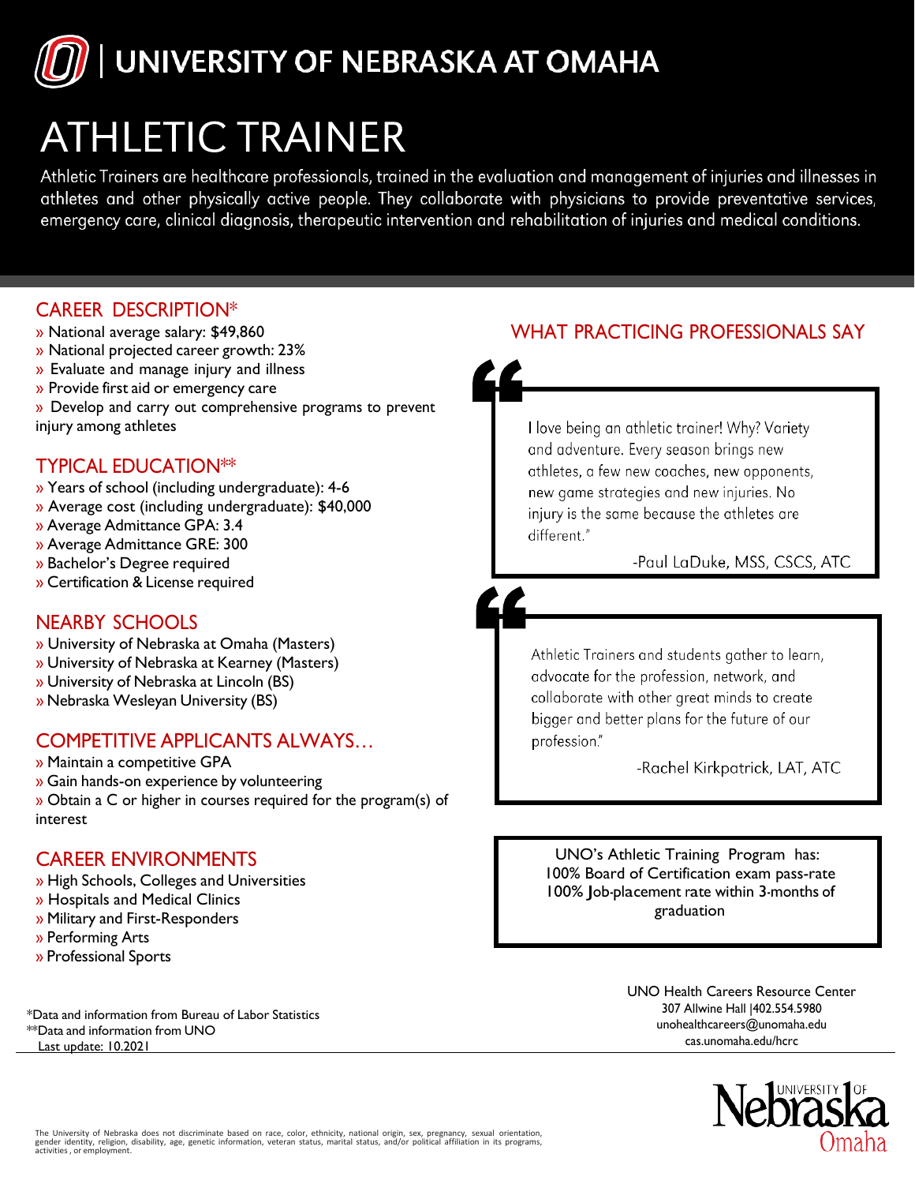# UNIVERSITY OF NEBRASKA AT OMAHA

# ATHLETIC TRAINER

Athletic Trainers are healthcare professionals, trained in the evaluation and management of injuries and illnesses in athletes and other physically active people. They collaborate with physicians to provide preventative services, emergency care, clinical diagnosis, therapeutic intervention and rehabilitation of injuries and medical conditions.

## CAREER DESCRIPTION*

» National average salary: $49,860
» National projected career growth: 23%
» Evaluate and manage injury and illness
» Provide first aid or emergency care
» Develop and carry out comprehensive programs to prevent injury among athletes

## TYPICAL EDUCATION**

» Years of school (including undergraduate): 4-6
» Average cost (including undergraduate): $40,000
» Average Admittance GPA: 3.4
» Average Admittance GRE: 300
» Bachelor's Degree required
» Certification & License required

## NEARBY SCHOOLS

» University of Nebraska at Omaha (Masters)
» University of Nebraska at Kearney (Masters)
» University of Nebraska at Lincoln (BS)
» Nebraska Wesleyan University (BS)

## COMPETITIVE APPLICANTS ALWAYS…

» Maintain a competitive GPA
» Gain hands-on experience by volunteering
» Obtain a C or higher in courses required for the program(s) of interest

## CAREER ENVIRONMENTS

» High Schools, Colleges and Universities
» Hospitals and Medical Clinics
» Military and First-Responders
» Performing Arts
» Professional Sports

## WHAT PRACTICING PROFESSIONALS SAY

"I love being an athletic trainer! Why? Variety and adventure. Every season brings new athletes, a few new coaches, new opponents, new game strategies and new injuries. No injury is the same because the athletes are different."

-Paul LaDuke, MSS, CSCS, ATC

"Athletic Trainers and students gather to learn, advocate for the profession, network, and collaborate with other great minds to create bigger and better plans for the future of our profession."

-Rachel Kirkpatrick, LAT, ATC

UNO's Athletic Training Program has:
100% Board of Certification exam pass-rate
100% Job-placement rate within 3-months of graduation

UNO Health Careers Resource Center
307 Allwine Hall |402.554.5980
unohealthcareers@unomaha.edu
cas.unomaha.edu/hcrc

*Data and information from Bureau of Labor Statistics
**Data and information from UNO
Last update: 10.2021

The University of Nebraska does not discriminate based on race, color, ethnicity, national origin, sex, pregnancy, sexual orientation, gender identity, religion, disability, age, genetic information, veteran status, marital status, and/or political affiliation in its programs, activities , or employment.

Nebraska UNIVERSITY OF Omaha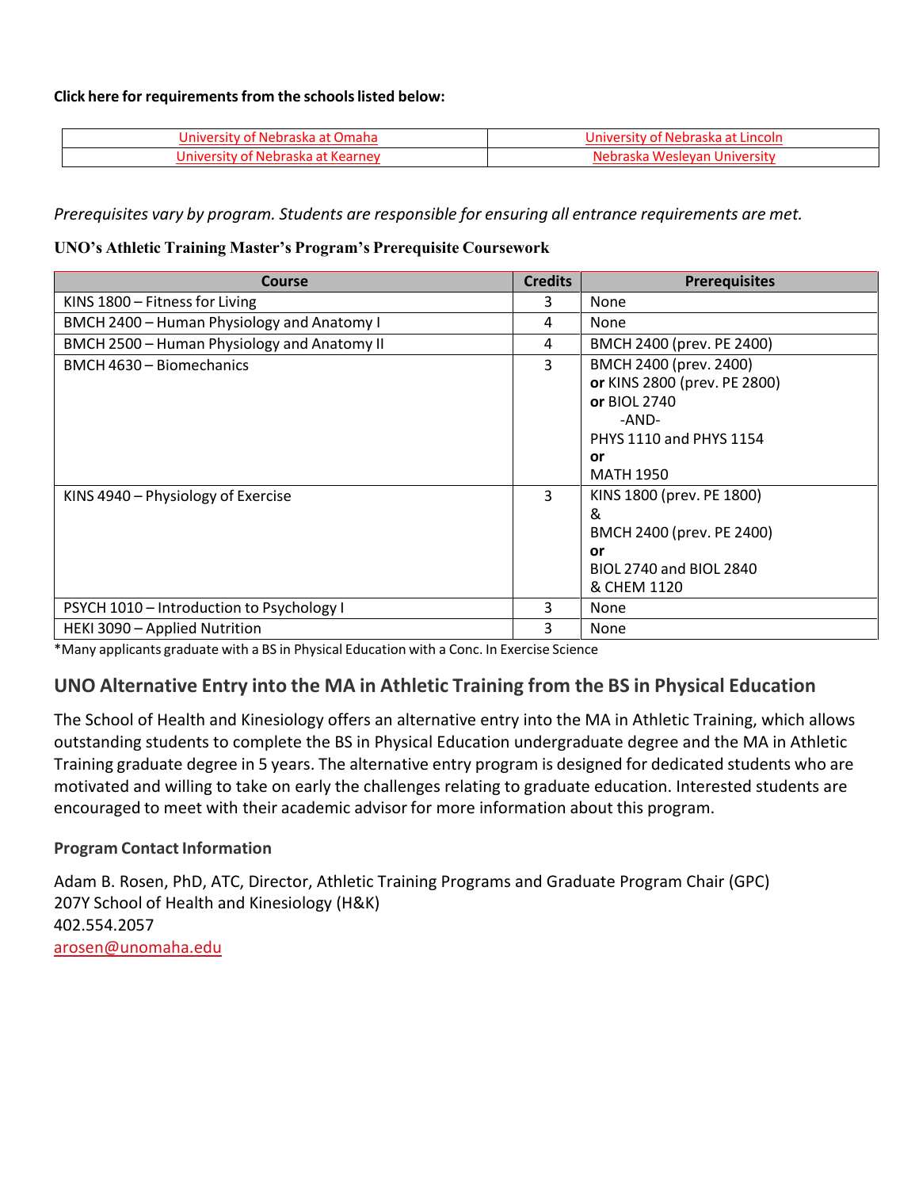**Click here for requirements from the schools listed below:**

| | |
|---|---|
| University of Nebraska at Omaha | University of Nebraska at Lincoln |
| University of Nebraska at Kearney | Nebraska Wesleyan University |

*Prerequisites vary by program. Students are responsible for ensuring all entrance requirements are met.*

**UNO's Athletic Training Master's Program's Prerequisite Coursework**

| Course | Credits | Prerequisites |
|---|---|---|
| KINS 1800 – Fitness for Living | 3 | None |
| BMCH 2400 – Human Physiology and Anatomy I | 4 | None |
| BMCH 2500 – Human Physiology and Anatomy II | 4 | BMCH 2400 (prev. PE 2400) |
| BMCH 4630 – Biomechanics | 3 | BMCH 2400 (prev. 2400) **or** KINS 2800 (prev. PE 2800) **or** BIOL 2740 -AND- PHYS 1110 and PHYS 1154 **or** MATH 1950 |
| KINS 4940 – Physiology of Exercise | 3 | KINS 1800 (prev. PE 1800) & BMCH 2400 (prev. PE 2400) **or** BIOL 2740 and BIOL 2840 & CHEM 1120 |
| PSYCH 1010 – Introduction to Psychology I | 3 | None |
| HEKI 3090 – Applied Nutrition | 3 | None |

*Many applicants graduate with a BS in Physical Education with a Conc. In Exercise Science

## UNO Alternative Entry into the MA in Athletic Training from the BS in Physical Education

The School of Health and Kinesiology offers an alternative entry into the MA in Athletic Training, which allows outstanding students to complete the BS in Physical Education undergraduate degree and the MA in Athletic Training graduate degree in 5 years. The alternative entry program is designed for dedicated students who are motivated and willing to take on early the challenges relating to graduate education. Interested students are encouraged to meet with their academic advisor for more information about this program.

### Program Contact Information

Adam B. Rosen, PhD, ATC, Director, Athletic Training Programs and Graduate Program Chair (GPC)
207Y School of Health and Kinesiology (H&K)
402.554.2057
arosen@unomaha.edu